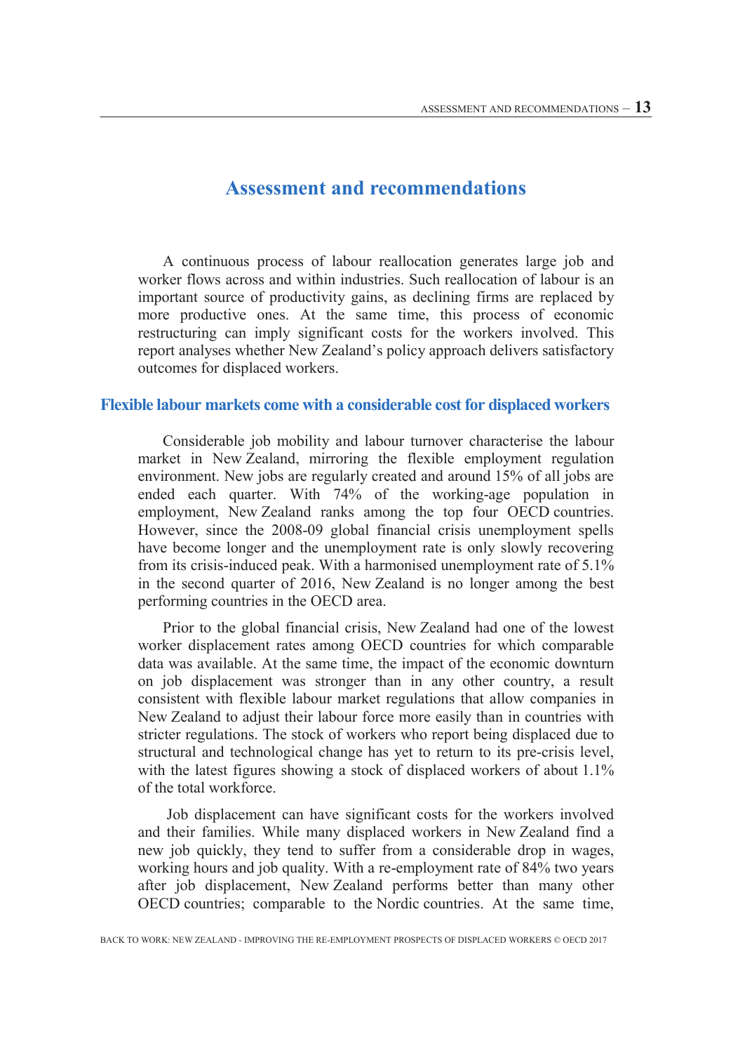# Assessment and recommendations

A continuous process of labour reallocation generates large job and worker flows across and within industries. Such reallocation of labour is an important source of productivity gains, as declining firms are replaced by more productive ones. At the same time, this process of economic restructuring can imply significant costs for the workers involved. This report analyses whether New Zealand's policy approach delivers satisfactory outcomes for displaced workers.

## Flexible labour markets come with a considerable cost for displaced workers

Considerable job mobility and labour turnover characterise the labour market in New Zealand, mirroring the flexible employment regulation environment. New jobs are regularly created and around 15% of all jobs are ended each quarter. With 74% of the working-age population in employment, New Zealand ranks among the top four OECD countries. However, since the 2008-09 global financial crisis unemployment spells have become longer and the unemployment rate is only slowly recovering from its crisis-induced peak. With a harmonised unemployment rate of 5.1% in the second quarter of 2016, New Zealand is no longer among the best performing countries in the OECD area.

Prior to the global financial crisis, New Zealand had one of the lowest worker displacement rates among OECD countries for which comparable data was available. At the same time, the impact of the economic downturn on job displacement was stronger than in any other country, a result consistent with flexible labour market regulations that allow companies in New Zealand to adjust their labour force more easily than in countries with stricter regulations. The stock of workers who report being displaced due to structural and technological change has yet to return to its pre-crisis level, with the latest figures showing a stock of displaced workers of about 1.1% of the total workforce.

Job displacement can have significant costs for the workers involved and their families. While many displaced workers in New Zealand find a new job quickly, they tend to suffer from a considerable drop in wages, working hours and job quality. With a re-employment rate of 84% two years after job displacement, New Zealand performs better than many other OECD countries; comparable to the Nordic countries. At the same time,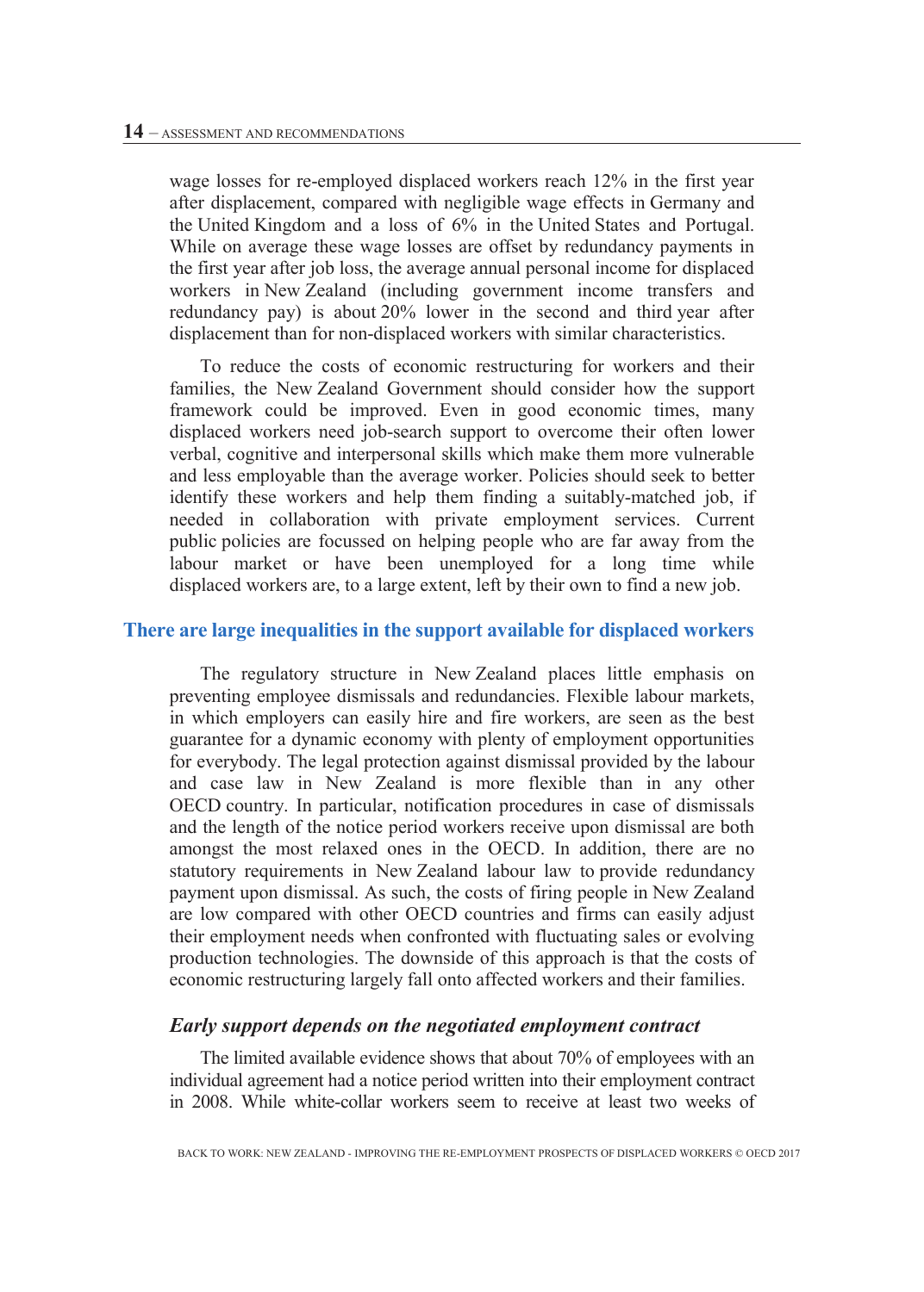wage losses for re-employed displaced workers reach 12% in the first year after displacement, compared with negligible wage effects in Germany and the United Kingdom and a loss of 6% in the United States and Portugal. While on average these wage losses are offset by redundancy payments in the first year after job loss, the average annual personal income for displaced workers in New Zealand (including government income transfers and redundancy pay) is about 20% lower in the second and third year after displacement than for non-displaced workers with similar characteristics.

To reduce the costs of economic restructuring for workers and their families, the New Zealand Government should consider how the support framework could be improved. Even in good economic times, many displaced workers need job-search support to overcome their often lower verbal, cognitive and interpersonal skills which make them more vulnerable and less employable than the average worker. Policies should seek to better identify these workers and help them finding a suitably-matched job, if needed in collaboration with private employment services. Current public policies are focussed on helping people who are far away from the labour market or have been unemployed for a long time while displaced workers are, to a large extent, left by their own to find a new job.

## There are large inequalities in the support available for displaced workers

The regulatory structure in New Zealand places little emphasis on preventing employee dismissals and redundancies. Flexible labour markets, in which employers can easily hire and fire workers, are seen as the best guarantee for a dynamic economy with plenty of employment opportunities for everybody. The legal protection against dismissal provided by the labour and case law in New Zealand is more flexible than in any other OECD country. In particular, notification procedures in case of dismissals and the length of the notice period workers receive upon dismissal are both amongst the most relaxed ones in the OECD. In addition, there are no statutory requirements in New Zealand labour law to provide redundancy payment upon dismissal. As such, the costs of firing people in New Zealand are low compared with other OECD countries and firms can easily adjust their employment needs when confronted with fluctuating sales or evolving production technologies. The downside of this approach is that the costs of economic restructuring largely fall onto affected workers and their families.

### *Early support depends on the negotiated employment contract*

The limited available evidence shows that about 70% of employees with an individual agreement had a notice period written into their employment contract in 2008. While white-collar workers seem to receive at least two weeks of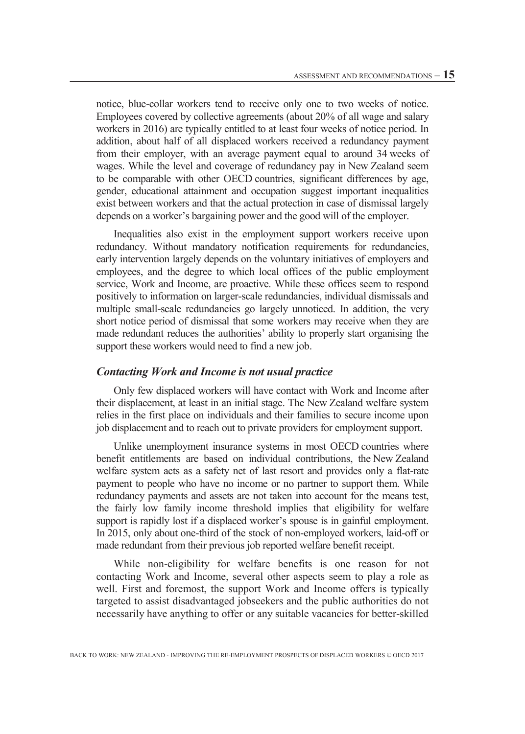notice, blue-collar workers tend to receive only one to two weeks of notice. Employees covered by collective agreements (about 20% of all wage and salary workers in 2016) are typically entitled to at least four weeks of notice period. In addition, about half of all displaced workers received a redundancy payment from their employer, with an average payment equal to around 34 weeks of wages. While the level and coverage of redundancy pay in New Zealand seem to be comparable with other OECD countries, significant differences by age, gender, educational attainment and occupation suggest important inequalities exist between workers and that the actual protection in case of dismissal largely depends on a worker's bargaining power and the good will of the employer.

Inequalities also exist in the employment support workers receive upon redundancy. Without mandatory notification requirements for redundancies, early intervention largely depends on the voluntary initiatives of employers and employees, and the degree to which local offices of the public employment service, Work and Income, are proactive. While these offices seem to respond positively to information on larger-scale redundancies, individual dismissals and multiple small-scale redundancies go largely unnoticed. In addition, the very short notice period of dismissal that some workers may receive when they are made redundant reduces the authorities' ability to properly start organising the support these workers would need to find a new job.

### *Contacting Work and Income is not usual practice*

Only few displaced workers will have contact with Work and Income after their displacement, at least in an initial stage. The New Zealand welfare system relies in the first place on individuals and their families to secure income upon job displacement and to reach out to private providers for employment support.

Unlike unemployment insurance systems in most OECD countries where benefit entitlements are based on individual contributions, the New Zealand welfare system acts as a safety net of last resort and provides only a flat-rate payment to people who have no income or no partner to support them. While redundancy payments and assets are not taken into account for the means test, the fairly low family income threshold implies that eligibility for welfare support is rapidly lost if a displaced worker's spouse is in gainful employment. In 2015, only about one-third of the stock of non-employed workers, laid-off or made redundant from their previous job reported welfare benefit receipt.

While non-eligibility for welfare benefits is one reason for not contacting Work and Income, several other aspects seem to play a role as well. First and foremost, the support Work and Income offers is typically targeted to assist disadvantaged jobseekers and the public authorities do not necessarily have anything to offer or any suitable vacancies for better-skilled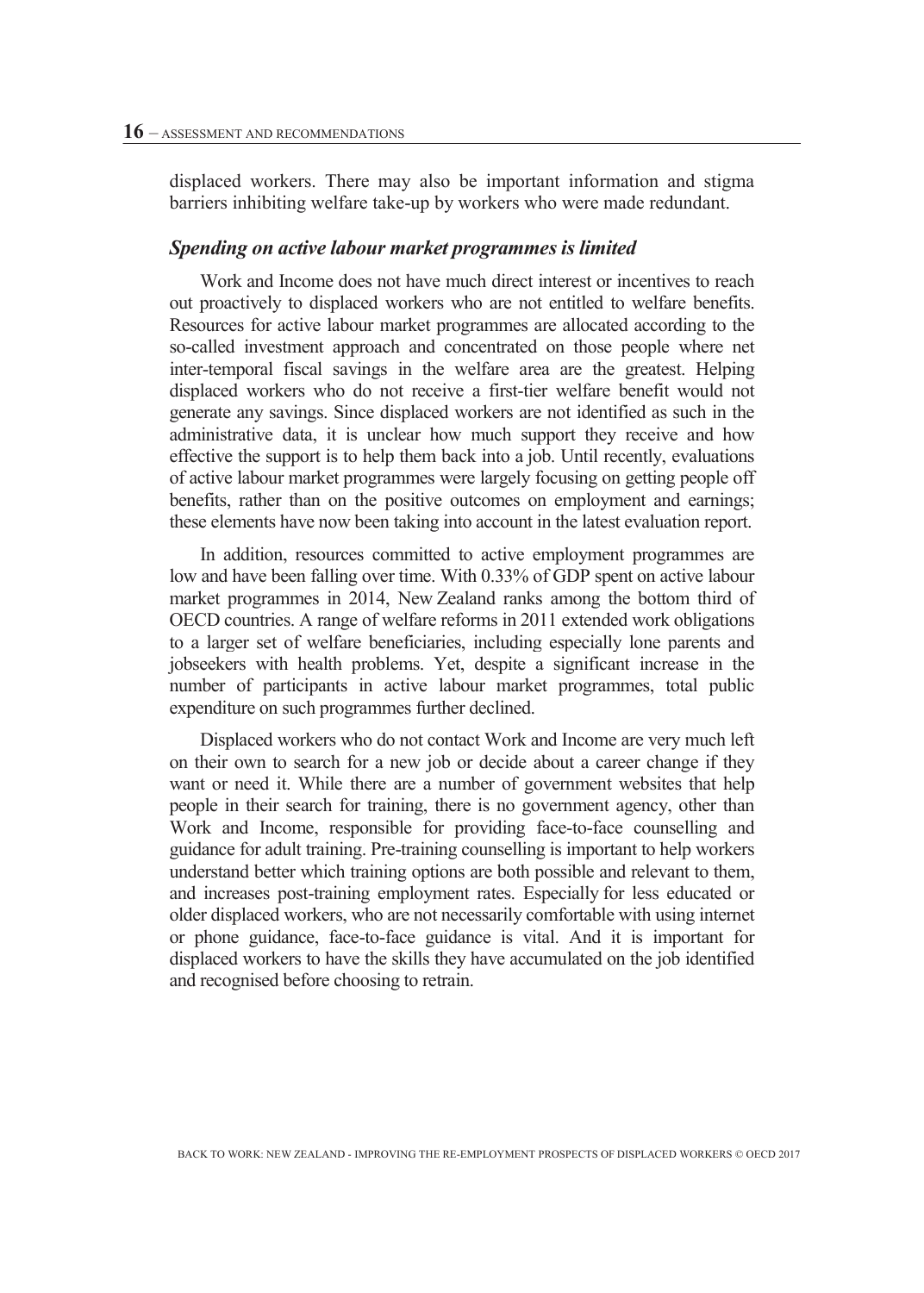displaced workers. There may also be important information and stigma barriers inhibiting welfare take-up by workers who were made redundant.

### *Spending on active labour market programmes is limited*

Work and Income does not have much direct interest or incentives to reach out proactively to displaced workers who are not entitled to welfare benefits. Resources for active labour market programmes are allocated according to the so-called investment approach and concentrated on those people where net inter-temporal fiscal savings in the welfare area are the greatest. Helping displaced workers who do not receive a first-tier welfare benefit would not generate any savings. Since displaced workers are not identified as such in the administrative data, it is unclear how much support they receive and how effective the support is to help them back into a job. Until recently, evaluations of active labour market programmes were largely focusing on getting people off benefits, rather than on the positive outcomes on employment and earnings; these elements have now been taking into account in the latest evaluation report.

In addition, resources committed to active employment programmes are low and have been falling over time. With 0.33% of GDP spent on active labour market programmes in 2014, New Zealand ranks among the bottom third of OECD countries. A range of welfare reforms in 2011 extended work obligations to a larger set of welfare beneficiaries, including especially lone parents and jobseekers with health problems. Yet, despite a significant increase in the number of participants in active labour market programmes, total public expenditure on such programmes further declined.

Displaced workers who do not contact Work and Income are very much left on their own to search for a new job or decide about a career change if they want or need it. While there are a number of government websites that help people in their search for training, there is no government agency, other than Work and Income, responsible for providing face-to-face counselling and guidance for adult training. Pre-training counselling is important to help workers understand better which training options are both possible and relevant to them, and increases post-training employment rates. Especially for less educated or older displaced workers, who are not necessarily comfortable with using internet or phone guidance, face-to-face guidance is vital. And it is important for displaced workers to have the skills they have accumulated on the job identified and recognised before choosing to retrain.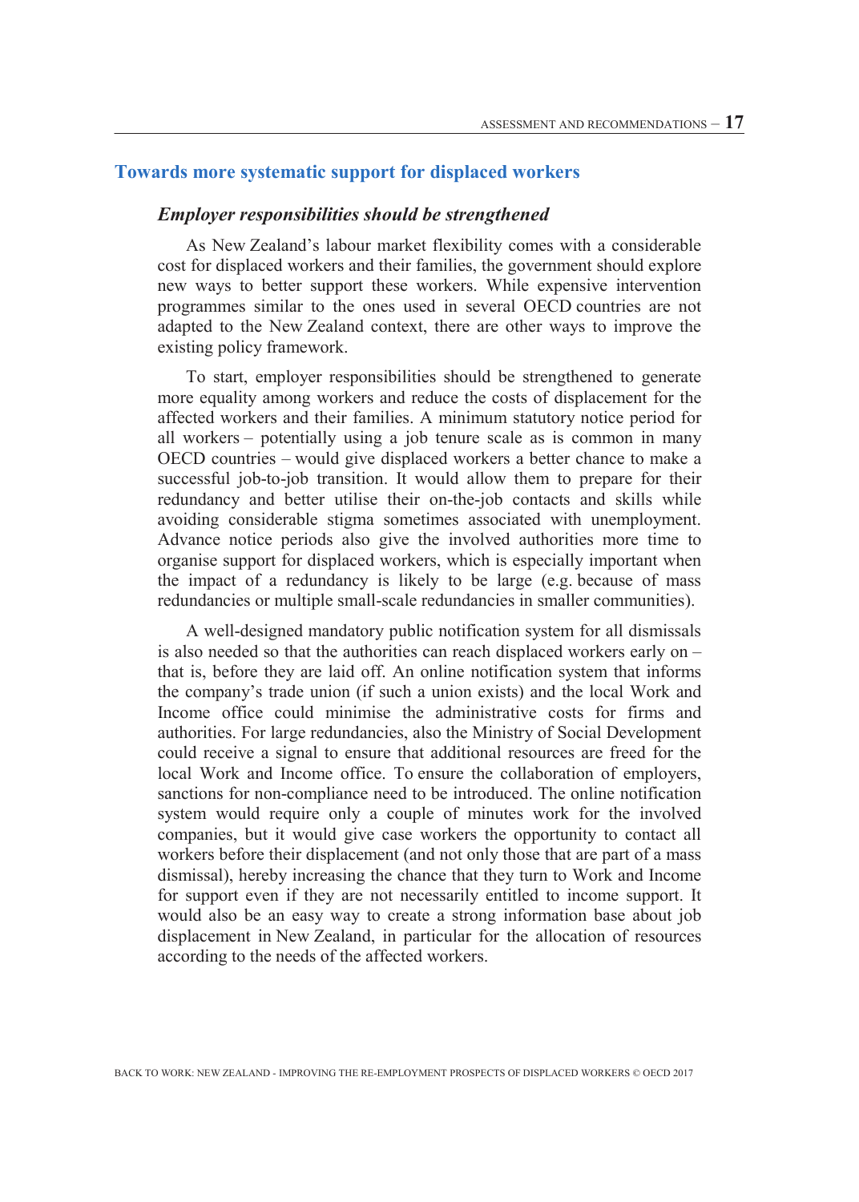## Towards more systematic support for displaced workers

### *Employer responsibilities should be strengthened*

As New Zealand's labour market flexibility comes with a considerable cost for displaced workers and their families, the government should explore new ways to better support these workers. While expensive intervention programmes similar to the ones used in several OECD countries are not adapted to the New Zealand context, there are other ways to improve the existing policy framework.

To start, employer responsibilities should be strengthened to generate more equality among workers and reduce the costs of displacement for the affected workers and their families. A minimum statutory notice period for all workers – potentially using a job tenure scale as is common in many OECD countries – would give displaced workers a better chance to make a successful job-to-job transition. It would allow them to prepare for their redundancy and better utilise their on-the-job contacts and skills while avoiding considerable stigma sometimes associated with unemployment. Advance notice periods also give the involved authorities more time to organise support for displaced workers, which is especially important when the impact of a redundancy is likely to be large (e.g. because of mass redundancies or multiple small-scale redundancies in smaller communities).

A well-designed mandatory public notification system for all dismissals is also needed so that the authorities can reach displaced workers early on – that is, before they are laid off. An online notification system that informs the company's trade union (if such a union exists) and the local Work and Income office could minimise the administrative costs for firms and authorities. For large redundancies, also the Ministry of Social Development could receive a signal to ensure that additional resources are freed for the local Work and Income office. To ensure the collaboration of employers, sanctions for non-compliance need to be introduced. The online notification system would require only a couple of minutes work for the involved companies, but it would give case workers the opportunity to contact all workers before their displacement (and not only those that are part of a mass dismissal), hereby increasing the chance that they turn to Work and Income for support even if they are not necessarily entitled to income support. It would also be an easy way to create a strong information base about job displacement in New Zealand, in particular for the allocation of resources according to the needs of the affected workers.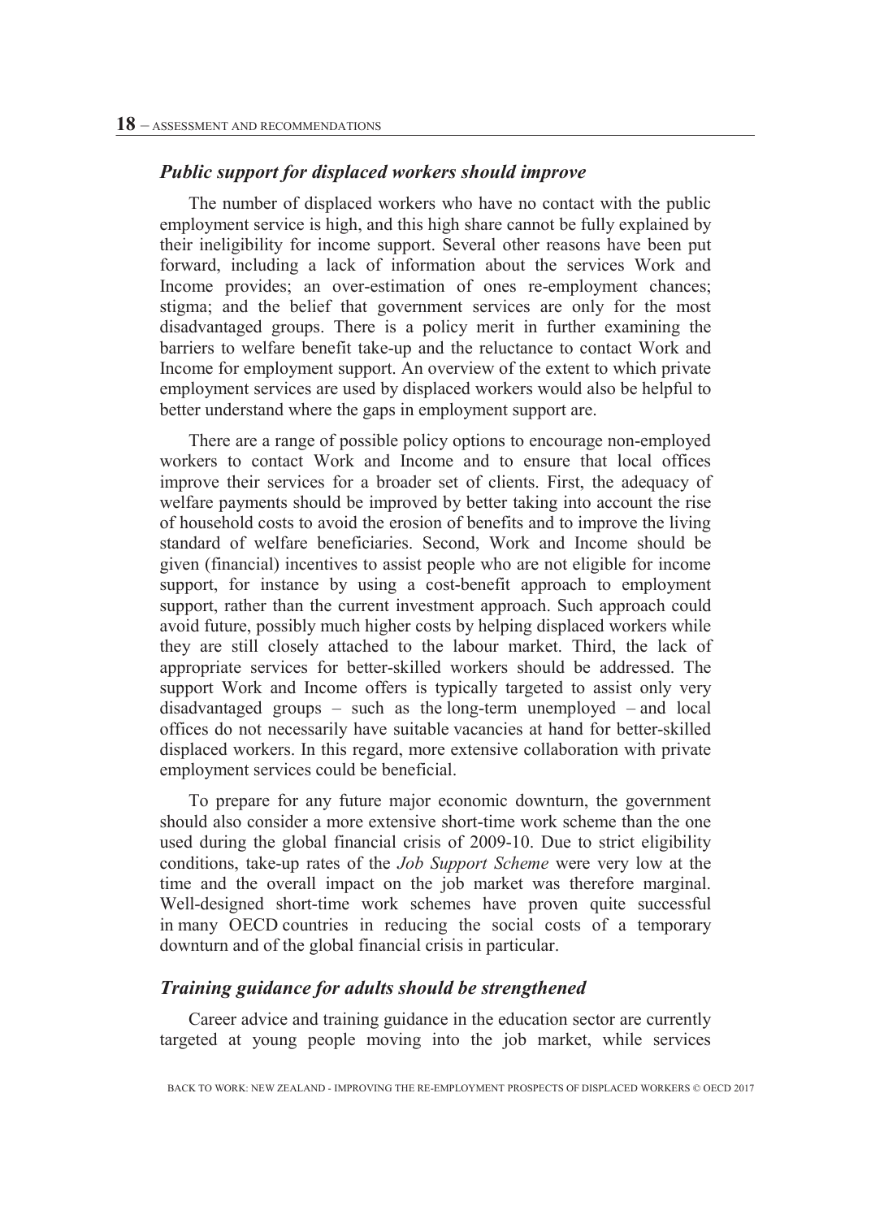## *Public support for displaced workers should improve*

The number of displaced workers who have no contact with the public employment service is high, and this high share cannot be fully explained by their ineligibility for income support. Several other reasons have been put forward, including a lack of information about the services Work and Income provides; an over-estimation of ones re-employment chances; stigma; and the belief that government services are only for the most disadvantaged groups. There is a policy merit in further examining the barriers to welfare benefit take-up and the reluctance to contact Work and Income for employment support. An overview of the extent to which private employment services are used by displaced workers would also be helpful to better understand where the gaps in employment support are.

There are a range of possible policy options to encourage non-employed workers to contact Work and Income and to ensure that local offices improve their services for a broader set of clients. First, the adequacy of welfare payments should be improved by better taking into account the rise of household costs to avoid the erosion of benefits and to improve the living standard of welfare beneficiaries. Second, Work and Income should be given (financial) incentives to assist people who are not eligible for income support, for instance by using a cost-benefit approach to employment support, rather than the current investment approach. Such approach could avoid future, possibly much higher costs by helping displaced workers while they are still closely attached to the labour market. Third, the lack of appropriate services for better-skilled workers should be addressed. The support Work and Income offers is typically targeted to assist only very disadvantaged groups – such as the long-term unemployed – and local offices do not necessarily have suitable vacancies at hand for better-skilled displaced workers. In this regard, more extensive collaboration with private employment services could be beneficial.

To prepare for any future major economic downturn, the government should also consider a more extensive short-time work scheme than the one used during the global financial crisis of 2009-10. Due to strict eligibility conditions, take-up rates of the *Job Support Scheme* were very low at the time and the overall impact on the job market was therefore marginal. Well-designed short-time work schemes have proven quite successful in many OECD countries in reducing the social costs of a temporary downturn and of the global financial crisis in particular.

## *Training guidance for adults should be strengthened*

Career advice and training guidance in the education sector are currently targeted at young people moving into the job market, while services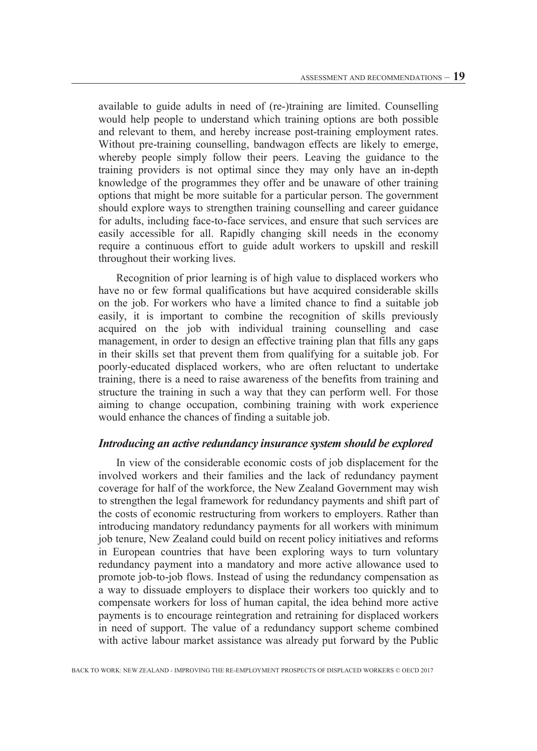available to guide adults in need of (re-)training are limited. Counselling would help people to understand which training options are both possible and relevant to them, and hereby increase post-training employment rates. Without pre-training counselling, bandwagon effects are likely to emerge, whereby people simply follow their peers. Leaving the guidance to the training providers is not optimal since they may only have an in-depth knowledge of the programmes they offer and be unaware of other training options that might be more suitable for a particular person. The government should explore ways to strengthen training counselling and career guidance for adults, including face-to-face services, and ensure that such services are easily accessible for all. Rapidly changing skill needs in the economy require a continuous effort to guide adult workers to upskill and reskill throughout their working lives.

Recognition of prior learning is of high value to displaced workers who have no or few formal qualifications but have acquired considerable skills on the job. For workers who have a limited chance to find a suitable job easily, it is important to combine the recognition of skills previously acquired on the job with individual training counselling and case management, in order to design an effective training plan that fills any gaps in their skills set that prevent them from qualifying for a suitable job. For poorly-educated displaced workers, who are often reluctant to undertake training, there is a need to raise awareness of the benefits from training and structure the training in such a way that they can perform well. For those aiming to change occupation, combining training with work experience would enhance the chances of finding a suitable job.

### *Introducing an active redundancy insurance system should be explored*

In view of the considerable economic costs of job displacement for the involved workers and their families and the lack of redundancy payment coverage for half of the workforce, the New Zealand Government may wish to strengthen the legal framework for redundancy payments and shift part of the costs of economic restructuring from workers to employers. Rather than introducing mandatory redundancy payments for all workers with minimum job tenure, New Zealand could build on recent policy initiatives and reforms in European countries that have been exploring ways to turn voluntary redundancy payment into a mandatory and more active allowance used to promote job-to-job flows. Instead of using the redundancy compensation as a way to dissuade employers to displace their workers too quickly and to compensate workers for loss of human capital, the idea behind more active payments is to encourage reintegration and retraining for displaced workers in need of support. The value of a redundancy support scheme combined with active labour market assistance was already put forward by the Public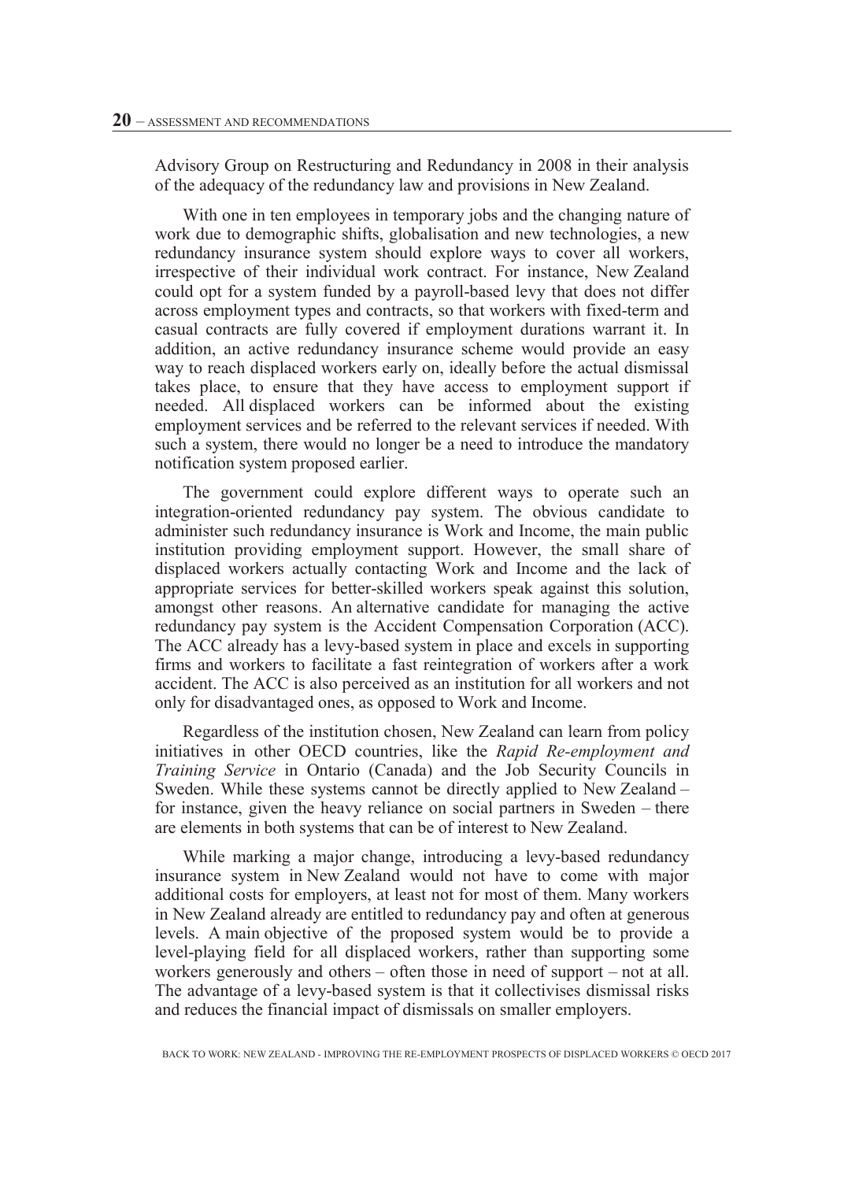Advisory Group on Restructuring and Redundancy in 2008 in their analysis of the adequacy of the redundancy law and provisions in New Zealand.

With one in ten employees in temporary jobs and the changing nature of work due to demographic shifts, globalisation and new technologies, a new redundancy insurance system should explore ways to cover all workers, irrespective of their individual work contract. For instance, New Zealand could opt for a system funded by a payroll-based levy that does not differ across employment types and contracts, so that workers with fixed-term and casual contracts are fully covered if employment durations warrant it. In addition, an active redundancy insurance scheme would provide an easy way to reach displaced workers early on, ideally before the actual dismissal takes place, to ensure that they have access to employment support if needed. All displaced workers can be informed about the existing employment services and be referred to the relevant services if needed. With such a system, there would no longer be a need to introduce the mandatory notification system proposed earlier.

The government could explore different ways to operate such an integration-oriented redundancy pay system. The obvious candidate to administer such redundancy insurance is Work and Income, the main public institution providing employment support. However, the small share of displaced workers actually contacting Work and Income and the lack of appropriate services for better-skilled workers speak against this solution, amongst other reasons. An alternative candidate for managing the active redundancy pay system is the Accident Compensation Corporation (ACC). The ACC already has a levy-based system in place and excels in supporting firms and workers to facilitate a fast reintegration of workers after a work accident. The ACC is also perceived as an institution for all workers and not only for disadvantaged ones, as opposed to Work and Income.

Regardless of the institution chosen, New Zealand can learn from policy initiatives in other OECD countries, like the *Rapid Re-employment and Training Service* in Ontario (Canada) and the Job Security Councils in Sweden. While these systems cannot be directly applied to New Zealand – for instance, given the heavy reliance on social partners in Sweden – there are elements in both systems that can be of interest to New Zealand.

While marking a major change, introducing a levy-based redundancy insurance system in New Zealand would not have to come with major additional costs for employers, at least not for most of them. Many workers in New Zealand already are entitled to redundancy pay and often at generous levels. A main objective of the proposed system would be to provide a level-playing field for all displaced workers, rather than supporting some workers generously and others – often those in need of support – not at all. The advantage of a levy-based system is that it collectivises dismissal risks and reduces the financial impact of dismissals on smaller employers.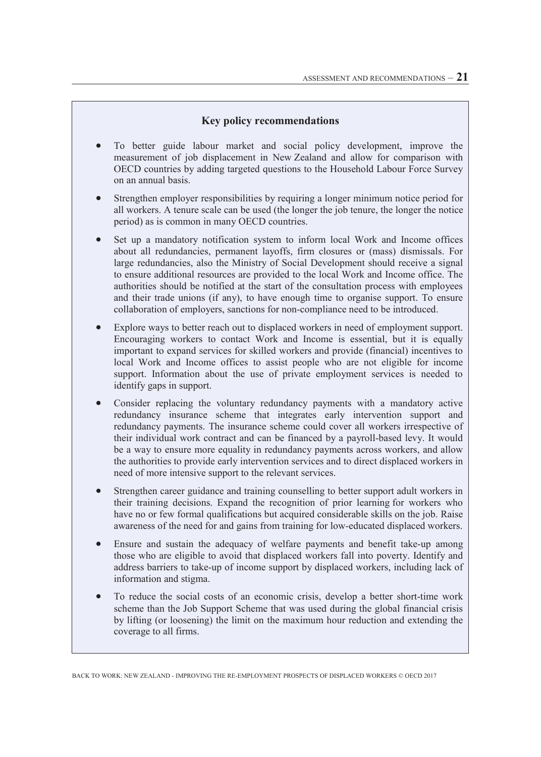## Key policy recommendations

- To better guide labour market and social policy development, improve the measurement of job displacement in New Zealand and allow for comparison with OECD countries by adding targeted questions to the Household Labour Force Survey on an annual basis.
- Strengthen employer responsibilities by requiring a longer minimum notice period for all workers. A tenure scale can be used (the longer the job tenure, the longer the notice period) as is common in many OECD countries.
- Set up a mandatory notification system to inform local Work and Income offices about all redundancies, permanent layoffs, firm closures or (mass) dismissals. For large redundancies, also the Ministry of Social Development should receive a signal to ensure additional resources are provided to the local Work and Income office. The authorities should be notified at the start of the consultation process with employees and their trade unions (if any), to have enough time to organise support. To ensure collaboration of employers, sanctions for non-compliance need to be introduced.
- Explore ways to better reach out to displaced workers in need of employment support. Encouraging workers to contact Work and Income is essential, but it is equally important to expand services for skilled workers and provide (financial) incentives to local Work and Income offices to assist people who are not eligible for income support. Information about the use of private employment services is needed to identify gaps in support.
- Consider replacing the voluntary redundancy payments with a mandatory active redundancy insurance scheme that integrates early intervention support and redundancy payments. The insurance scheme could cover all workers irrespective of their individual work contract and can be financed by a payroll-based levy. It would be a way to ensure more equality in redundancy payments across workers, and allow the authorities to provide early intervention services and to direct displaced workers in need of more intensive support to the relevant services.
- Strengthen career guidance and training counselling to better support adult workers in their training decisions. Expand the recognition of prior learning for workers who have no or few formal qualifications but acquired considerable skills on the job. Raise awareness of the need for and gains from training for low-educated displaced workers.
- Ensure and sustain the adequacy of welfare payments and benefit take-up among those who are eligible to avoid that displaced workers fall into poverty. Identify and address barriers to take-up of income support by displaced workers, including lack of information and stigma.
- To reduce the social costs of an economic crisis, develop a better short-time work scheme than the Job Support Scheme that was used during the global financial crisis by lifting (or loosening) the limit on the maximum hour reduction and extending the coverage to all firms.